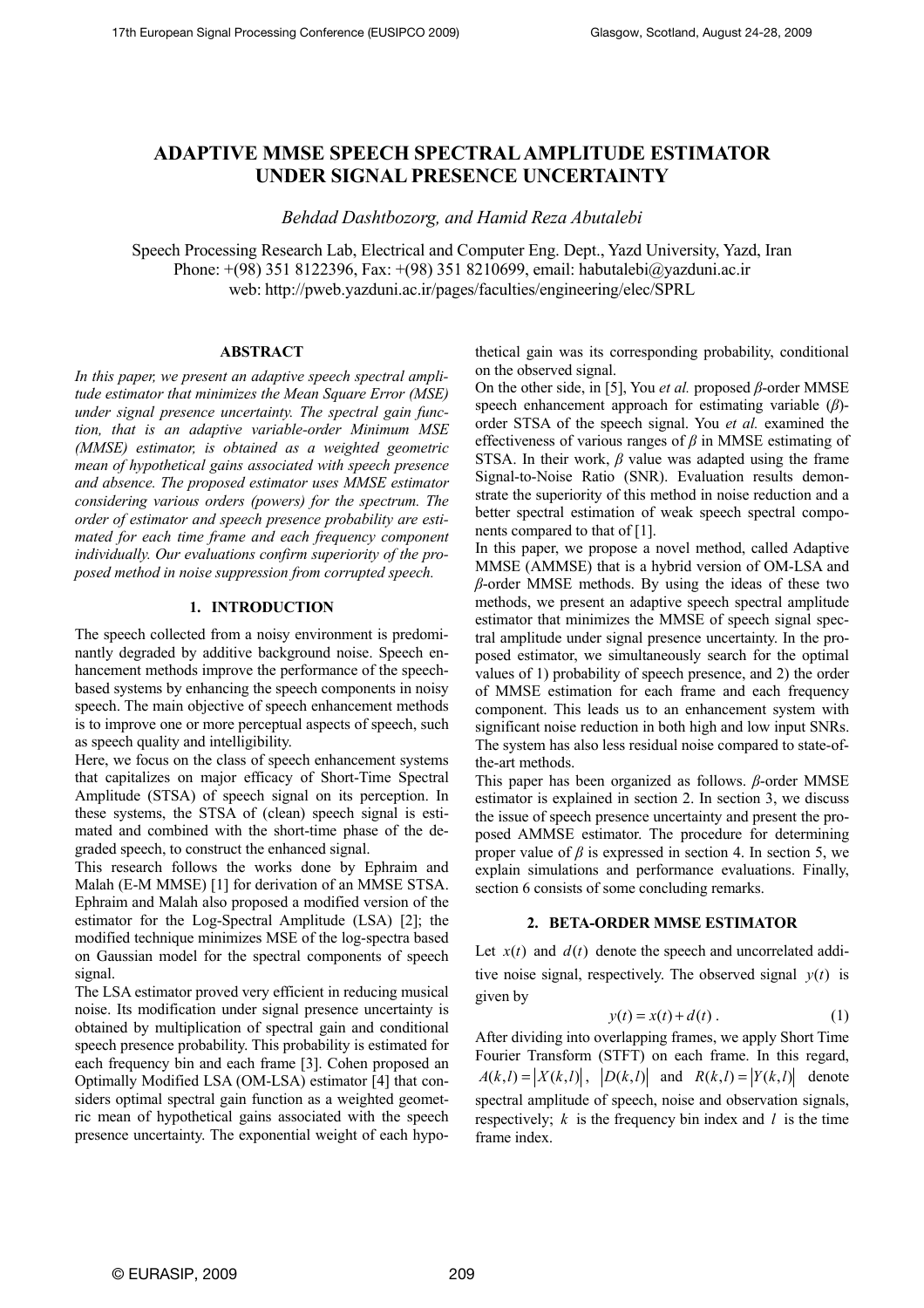# ADAPTIVE MMSE SPEECH SPECTRAL AMPLITUDE ESTIMATOR UNDER SIGNAL PRESENCE UNCERTAINTY

*Behdad Dashtbozorg, and Hamid Reza Abutalebi*

Speech Processing Research Lab, Electrical and Computer Eng. Dept., Yazd University, Yazd, Iran
Phone: +(98) 351 8122396, Fax: +(98) 351 8210699, email: habutalebi@yazduni.ac.ir
web: http://pweb.yazduni.ac.ir/pages/faculties/engineering/elec/SPRL

## ABSTRACT

*In this paper, we present an adaptive speech spectral amplitude estimator that minimizes the Mean Square Error (MSE) under signal presence uncertainty. The spectral gain function, that is an adaptive variable-order Minimum MSE (MMSE) estimator, is obtained as a weighted geometric mean of hypothetical gains associated with speech presence and absence. The proposed estimator uses MMSE estimator considering various orders (powers) for the spectrum. The order of estimator and speech presence probability are estimated for each time frame and each frequency component individually. Our evaluations confirm superiority of the proposed method in noise suppression from corrupted speech.*

## 1. INTRODUCTION

The speech collected from a noisy environment is predominantly degraded by additive background noise. Speech enhancement methods improve the performance of the speech-based systems by enhancing the speech components in noisy speech. The main objective of speech enhancement methods is to improve one or more perceptual aspects of speech, such as speech quality and intelligibility.

Here, we focus on the class of speech enhancement systems that capitalizes on major efficacy of Short-Time Spectral Amplitude (STSA) of speech signal on its perception. In these systems, the STSA of (clean) speech signal is estimated and combined with the short-time phase of the degraded speech, to construct the enhanced signal.

This research follows the works done by Ephraim and Malah (E-M MMSE) [1] for derivation of an MMSE STSA. Ephraim and Malah also proposed a modified version of the estimator for the Log-Spectral Amplitude (LSA) [2]; the modified technique minimizes MSE of the log-spectra based on Gaussian model for the spectral components of speech signal.

The LSA estimator proved very efficient in reducing musical noise. Its modification under signal presence uncertainty is obtained by multiplication of spectral gain and conditional speech presence probability. This probability is estimated for each frequency bin and each frame [3]. Cohen proposed an Optimally Modified LSA (OM-LSA) estimator [4] that considers optimal spectral gain function as a weighted geometric mean of hypothetical gains associated with the speech presence uncertainty. The exponential weight of each hypothetical gain was its corresponding probability, conditional on the observed signal.

On the other side, in [5], You *et al.* proposed *β*-order MMSE speech enhancement approach for estimating variable (*β*)-order STSA of the speech signal. You *et al.* examined the effectiveness of various ranges of *β* in MMSE estimating of STSA. In their work, *β* value was adapted using the frame Signal-to-Noise Ratio (SNR). Evaluation results demonstrate the superiority of this method in noise reduction and a better spectral estimation of weak speech spectral components compared to that of [1].

In this paper, we propose a novel method, called Adaptive MMSE (AMMSE) that is a hybrid version of OM-LSA and *β*-order MMSE methods. By using the ideas of these two methods, we present an adaptive speech spectral amplitude estimator that minimizes the MMSE of speech signal spectral amplitude under signal presence uncertainty. In the proposed estimator, we simultaneously search for the optimal values of 1) probability of speech presence, and 2) the order of MMSE estimation for each frame and each frequency component. This leads us to an enhancement system with significant noise reduction in both high and low input SNRs. The system has also less residual noise compared to state-of-the-art methods.

This paper has been organized as follows. *β*-order MMSE estimator is explained in section 2. In section 3, we discuss the issue of speech presence uncertainty and present the proposed AMMSE estimator. The procedure for determining proper value of *β* is expressed in section 4. In section 5, we explain simulations and performance evaluations. Finally, section 6 consists of some concluding remarks.

## 2. BETA-ORDER MMSE ESTIMATOR

Let $x(t)$ and $d(t)$ denote the speech and uncorrelated additive noise signal, respectively. The observed signal $y(t)$ is given by

$$y(t) = x(t) + d(t)\,. \tag{1}$$

After dividing into overlapping frames, we apply Short Time Fourier Transform (STFT) on each frame. In this regard, $A(k,l) = |X(k,l)|$, $|D(k,l)|$ and $R(k,l) = |Y(k,l)|$ denote spectral amplitude of speech, noise and observation signals, respectively; $k$ is the frequency bin index and $l$ is the time frame index.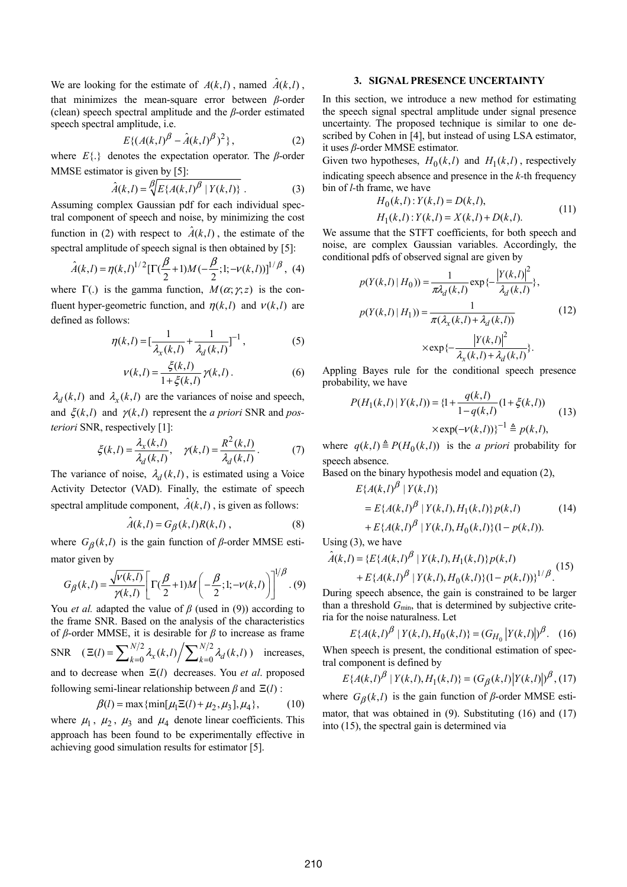We are looking for the estimate of $A(k,l)$, named $\hat{A}(k,l)$, that minimizes the mean-square error between $\beta$-order (clean) speech spectral amplitude and the $\beta$-order estimated speech spectral amplitude, i.e.

$$E\{(A(k,l)^{\beta} - \hat{A}(k,l)^{\beta})^2\}, \tag{2}$$

where $E\{.\}$ denotes the expectation operator. The $\beta$-order MMSE estimator is given by [5]:

$$\hat{A}(k,l) = \sqrt[\beta]{E\{A(k,l)^{\beta} \mid Y(k,l)\}}. \tag{3}$$

Assuming complex Gaussian pdf for each individual spectral component of speech and noise, by minimizing the cost function in (2) with respect to $\hat{A}(k,l)$, the estimate of the spectral amplitude of speech signal is then obtained by [5]:

$$\hat{A}(k,l) = \eta(k,l)^{1/2}[\Gamma(\frac{\beta}{2}+1)M(-\frac{\beta}{2};1;-\nu(k,l))]^{1/\beta}, \tag{4}$$

where $\Gamma(.)$ is the gamma function, $M(\alpha;\gamma;z)$ is the confluent hyper-geometric function, and $\eta(k,l)$ and $\nu(k,l)$ are defined as follows:

$$\eta(k,l) = [\frac{1}{\lambda_x(k,l)} + \frac{1}{\lambda_d(k,l)}]^{-1}, \tag{5}$$

$$\nu(k,l) = \frac{\xi(k,l)}{1+\xi(k,l)}\gamma(k,l). \tag{6}$$

$\lambda_d(k,l)$ and $\lambda_x(k,l)$ are the variances of noise and speech, and $\xi(k,l)$ and $\gamma(k,l)$ represent the *a priori* SNR and *posteriori* SNR, respectively [1]:

$$\xi(k,l) = \frac{\lambda_x(k,l)}{\lambda_d(k,l)}, \quad \gamma(k,l) = \frac{R^2(k,l)}{\lambda_d(k,l)}. \tag{7}$$

The variance of noise, $\lambda_d(k,l)$, is estimated using a Voice Activity Detector (VAD). Finally, the estimate of speech spectral amplitude component, $\hat{A}(k,l)$, is given as follows:

$$\hat{A}(k,l) = G_{\beta}(k,l)R(k,l), \tag{8}$$

where $G_{\beta}(k,l)$ is the gain function of $\beta$-order MMSE estimator given by

$$G_{\beta}(k,l) = \frac{\sqrt{\nu(k,l)}}{\gamma(k,l)}\left[\Gamma(\frac{\beta}{2}+1)M\left(-\frac{\beta}{2};1;-\nu(k,l)\right)\right]^{1/\beta}. \tag{9}$$

You *et al.* adapted the value of $\beta$ (used in (9)) according to the frame SNR. Based on the analysis of the characteristics of $\beta$-order MMSE, it is desirable for $\beta$ to increase as frame SNR ($\Xi(l) = \sum_{k=0}^{N/2}\lambda_x(k,l) \Big/ \sum_{k=0}^{N/2}\lambda_d(k,l)$) increases, and to decrease when $\Xi(l)$ decreases. You *et al*. proposed following semi-linear relationship between $\beta$ and $\Xi(l)$:

$$\beta(l) = \max\{\min[\mu_1\Xi(l) + \mu_2, \mu_3], \mu_4\}, \tag{10}$$

where $\mu_1$, $\mu_2$, $\mu_3$ and $\mu_4$ denote linear coefficients. This approach has been found to be experimentally effective in achieving good simulation results for estimator [5].

## 3. SIGNAL PRESENCE UNCERTAINTY

In this section, we introduce a new method for estimating the speech signal spectral amplitude under signal presence uncertainty. The proposed technique is similar to one described by Cohen in [4], but instead of using LSA estimator, it uses $\beta$-order MMSE estimator.

Given two hypotheses, $H_0(k,l)$ and $H_1(k,l)$, respectively indicating speech absence and presence in the $k$-th frequency bin of $l$-th frame, we have

$$\begin{aligned} H_0(k,l) &: Y(k,l) = D(k,l), \\ H_1(k,l) &: Y(k,l) = X(k,l) + D(k,l). \end{aligned} \tag{11}$$

We assume that the STFT coefficients, for both speech and noise, are complex Gaussian variables. Accordingly, the conditional pdfs of observed signal are given by

$$\begin{aligned} p(Y(k,l) \mid H_0)) &= \frac{1}{\pi\lambda_d(k,l)}\exp\{-\frac{|Y(k,l)|^2}{\lambda_d(k,l)}\}, \\ p(Y(k,l) \mid H_1)) &= \frac{1}{\pi(\lambda_x(k,l)+\lambda_d(k,l))} \\ &\quad \times \exp\{-\frac{|Y(k,l)|^2}{\lambda_x(k,l)+\lambda_d(k,l)}\}. \end{aligned} \tag{12}$$

Appling Bayes rule for the conditional speech presence probability, we have

$$\begin{aligned} P(H_1(k,l) \mid Y(k,l)) = \{&1 + \frac{q(k,l)}{1-q(k,l)}(1+\xi(k,l)) \\ &\times \exp(-\nu(k,l))\}^{-1} \triangleq p(k,l), \end{aligned} \tag{13}$$

where $q(k,l) \triangleq P(H_0(k,l))$ is the *a priori* probability for speech absence.

Based on the binary hypothesis model and equation (2),

$$\begin{aligned} &E\{A(k,l)^{\beta} \mid Y(k,l)\} \\ &= E\{A(k,l)^{\beta} \mid Y(k,l), H_1(k,l)\}p(k,l) \\ &+ E\{A(k,l)^{\beta} \mid Y(k,l), H_0(k,l)\}(1-p(k,l)). \end{aligned} \tag{14}$$

Using (3), we have

$$\begin{aligned} \hat{A}(k,l) = \{&E\{A(k,l)^{\beta} \mid Y(k,l), H_1(k,l)\}p(k,l) \\ &+ E\{A(k,l)^{\beta} \mid Y(k,l), H_0(k,l)\}(1-p(k,l))\}^{1/\beta}. \end{aligned} \tag{15}$$

During speech absence, the gain is constrained to be larger than a threshold $G_{\min}$, that is determined by subjective criteria for the noise naturalness. Let

$$E\{A(k,l)^{\beta} \mid Y(k,l), H_0(k,l)\} = (G_{H_0}|Y(k,l)|)^{\beta}. \tag{16}$$

When speech is present, the conditional estimation of spectral component is defined by

$$E\{A(k,l)^{\beta} \mid Y(k,l), H_1(k,l)\} = (G_{\beta}(k,l)|Y(k,l)|)^{\beta}, \tag{17}$$

where $G_{\beta}(k,l)$ is the gain function of $\beta$-order MMSE estimator, that was obtained in (9). Substituting (16) and (17) into (15), the spectral gain is determined via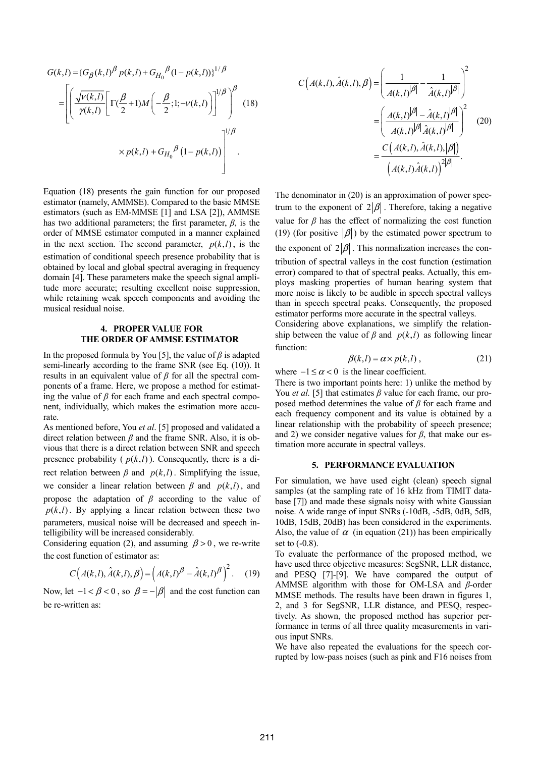$$G(k,l) = \{G_\beta(k,l)^\beta p(k,l) + G_{H_0}{}^\beta (1 - p(k,l))\}^{1/\beta}$$
$$= \left[ \left( \frac{\sqrt{\nu(k,l)}}{\gamma(k,l)} \left[ \Gamma(\frac{\beta}{2}+1) M\left(-\frac{\beta}{2}; 1; -\nu(k,l)\right)\right]^{1/\beta} \right)^\beta \right.$$
$$\left. \times\, p(k,l) + G_{H_0}{}^\beta \left(1 - p(k,l)\right) \right]^{1/\beta} . \quad (18)$$

Equation (18) presents the gain function for our proposed estimator (namely, AMMSE). Compared to the basic MMSE estimators (such as EM-MMSE [1] and LSA [2]), AMMSE has two additional parameters; the first parameter, $\beta$, is the order of MMSE estimator computed in a manner explained in the next section. The second parameter, $p(k,l)$, is the estimation of conditional speech presence probability that is obtained by local and global spectral averaging in frequency domain [4]. These parameters make the speech signal amplitude more accurate; resulting excellent noise suppression, while retaining weak speech components and avoiding the musical residual noise.

## 4. PROPER VALUE FOR THE ORDER OF AMMSE ESTIMATOR

In the proposed formula by You [5], the value of $\beta$ is adapted semi-linearly according to the frame SNR (see Eq. (10)). It results in an equivalent value of $\beta$ for all the spectral components of a frame. Here, we propose a method for estimating the value of $\beta$ for each frame and each spectral component, individually, which makes the estimation more accurate.

As mentioned before, You *et al*. [5] proposed and validated a direct relation between $\beta$ and the frame SNR. Also, it is obvious that there is a direct relation between SNR and speech presence probability ( $p(k,l)$ ). Consequently, there is a direct relation between $\beta$ and $p(k,l)$. Simplifying the issue, we consider a linear relation between $\beta$ and $p(k,l)$, and propose the adaptation of $\beta$ according to the value of $p(k,l)$. By applying a linear relation between these two parameters, musical noise will be decreased and speech intelligibility will be increased considerably.

Considering equation (2), and assuming $\beta > 0$, we re-write the cost function of estimator as:

$$C\left(A(k,l), \hat{A}(k,l), \beta\right) = \left(A(k,l)^\beta - \hat{A}(k,l)^\beta\right)^2. \quad (19)$$

Now, let $-1 < \beta < 0$, so $\beta = -|\beta|$ and the cost function can be re-written as:

$$C\left(A(k,l), \hat{A}(k,l), \beta\right) = \left(\frac{1}{A(k,l)^{|\beta|}} - \frac{1}{\hat{A}(k,l)^{|\beta|}}\right)^2$$
$$= \left(\frac{A(k,l)^{|\beta|} - \hat{A}(k,l)^{|\beta|}}{A(k,l)^{|\beta|}\hat{A}(k,l)^{|\beta|}}\right)^2 \quad (20)$$
$$= \frac{C\left(A(k,l), \hat{A}(k,l), |\beta|\right)}{\left(A(k,l)\hat{A}(k,l)\right)^{2|\beta|}}.$$

The denominator in (20) is an approximation of power spectrum to the exponent of $2|\beta|$. Therefore, taking a negative value for $\beta$ has the effect of normalizing the cost function (19) (for positive $|\beta|$) by the estimated power spectrum to the exponent of $2|\beta|$. This normalization increases the contribution of spectral valleys in the cost function (estimation error) compared to that of spectral peaks. Actually, this employs masking properties of human hearing system that more noise is likely to be audible in speech spectral valleys than in speech spectral peaks. Consequently, the proposed estimator performs more accurate in the spectral valleys.

Considering above explanations, we simplify the relationship between the value of $\beta$ and $p(k,l)$ as following linear function:

$$\beta(k,l) = \alpha \times p(k,l), \quad (21)$$

where $-1 \le \alpha < 0$ is the linear coefficient.

There is two important points here: 1) unlike the method by You *et al.* [5] that estimates $\beta$ value for each frame, our proposed method determines the value of $\beta$ for each frame and each frequency component and its value is obtained by a linear relationship with the probability of speech presence; and 2) we consider negative values for $\beta$, that make our estimation more accurate in spectral valleys.

## 5. PERFORMANCE EVALUATION

For simulation, we have used eight (clean) speech signal samples (at the sampling rate of 16 kHz from TIMIT database [7]) and made these signals noisy with white Gaussian noise. A wide range of input SNRs (-10dB, -5dB, 0dB, 5dB, 10dB, 15dB, 20dB) has been considered in the experiments. Also, the value of $\alpha$ (in equation (21)) has been empirically set to (-0.8).

To evaluate the performance of the proposed method, we have used three objective measures: SegSNR, LLR distance, and PESQ [7]-[9]. We have compared the output of AMMSE algorithm with those for OM-LSA and $\beta$-order MMSE methods. The results have been drawn in figures 1, 2, and 3 for SegSNR, LLR distance, and PESQ, respectively. As shown, the proposed method has superior performance in terms of all three quality measurements in various input SNRs.

We have also repeated the evaluations for the speech corrupted by low-pass noises (such as pink and F16 noises from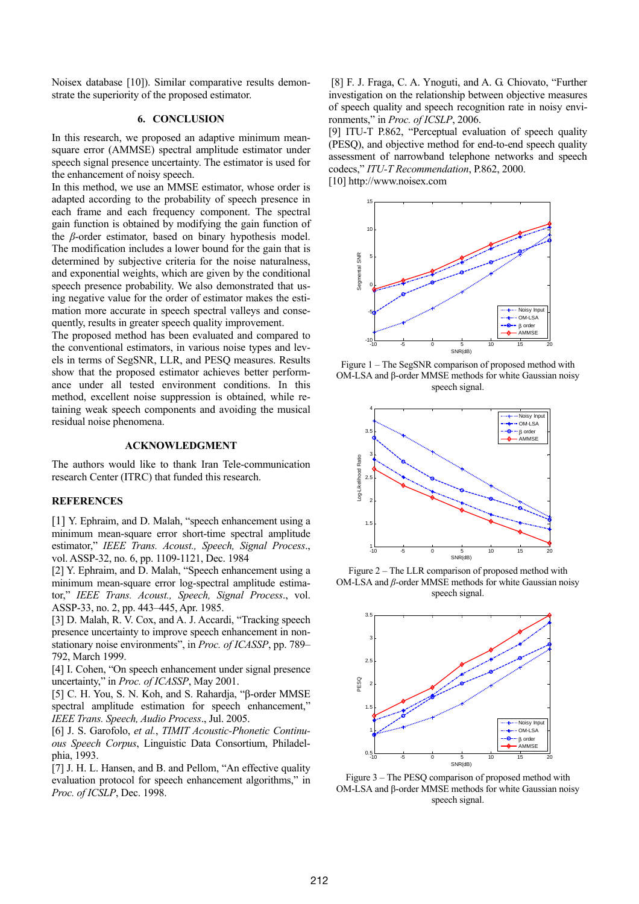Noisex database [10]). Similar comparative results demonstrate the superiority of the proposed estimator.

## 6. CONCLUSION

In this research, we proposed an adaptive minimum mean-square error (AMMSE) spectral amplitude estimator under speech signal presence uncertainty. The estimator is used for the enhancement of noisy speech.

In this method, we use an MMSE estimator, whose order is adapted according to the probability of speech presence in each frame and each frequency component. The spectral gain function is obtained by modifying the gain function of the $\beta$-order estimator, based on binary hypothesis model. The modification includes a lower bound for the gain that is determined by subjective criteria for the noise naturalness, and exponential weights, which are given by the conditional speech presence probability. We also demonstrated that using negative value for the order of estimator makes the estimation more accurate in speech spectral valleys and consequently, results in greater speech quality improvement.

The proposed method has been evaluated and compared to the conventional estimators, in various noise types and levels in terms of SegSNR, LLR, and PESQ measures. Results show that the proposed estimator achieves better performance under all tested environment conditions. In this method, excellent noise suppression is obtained, while retaining weak speech components and avoiding the musical residual noise phenomena.

## ACKNOWLEDGMENT

The authors would like to thank Iran Tele-communication research Center (ITRC) that funded this research.

## REFERENCES

[1] Y. Ephraim, and D. Malah, "speech enhancement using a minimum mean-square error short-time spectral amplitude estimator," *IEEE Trans. Acoust., Speech, Signal Process.*, vol. ASSP-32, no. 6, pp. 1109-1121, Dec. 1984

[2] Y. Ephraim, and D. Malah, "Speech enhancement using a minimum mean-square error log-spectral amplitude estimator," *IEEE Trans. Acoust., Speech, Signal Process.*, vol. ASSP-33, no. 2, pp. 443–445, Apr. 1985.

[3] D. Malah, R. V. Cox, and A. J. Accardi, "Tracking speech presence uncertainty to improve speech enhancement in non-stationary noise environments", in *Proc. of ICASSP*, pp. 789–792, March 1999.

[4] I. Cohen, "On speech enhancement under signal presence uncertainty," in *Proc. of ICASSP*, May 2001.

[5] C. H. You, S. N. Koh, S. Rahardja, "β-order MMSE spectral amplitude estimation for speech enhancement," *IEEE Trans. Speech, Audio Process*., Jul. 2005.

[6] J. S. Garofolo, *et al.*, *TIMIT Acoustic-Phonetic Continuous Speech Corpus*, Linguistic Data Consortium, Philadelphia, 1993.

[7] J. H. L. Hansen, and B. and Pellom, "An effective quality evaluation protocol for speech enhancement algorithms," in *Proc. of ICSLP*, Dec. 1998.

[8] F. J. Fraga, C. A. Ynoguti, and A. G. Chiovato, "Further investigation on the relationship between objective measures of speech quality and speech recognition rate in noisy environments," in *Proc. of ICSLP*, 2006.

[9] ITU-T P.862, "Perceptual evaluation of speech quality (PESQ), and objective method for end-to-end speech quality assessment of narrowband telephone networks and speech codecs," *ITU-T Recommendation*, P.862, 2000.

[10] http://www.noisex.com

Segmental SNR
SNR(dB)
Noisy Input
OM-LSA
β order
AMMSE

Figure 1 – The SegSNR comparison of proposed method with OM-LSA and β-order MMSE methods for white Gaussian noisy speech signal.

Log-Likelihood Ratio
SNR(dB)
Noisy Input
OM-LSA
β order
AMMSE

Figure 2 – The LLR comparison of proposed method with OM-LSA and $\beta$-order MMSE methods for white Gaussian noisy speech signal.

PESQ
SNR(dB)
Noisy Input
OM-LSA
β order
AMMSE

Figure 3 – The PESQ comparison of proposed method with OM-LSA and β-order MMSE methods for white Gaussian noisy speech signal.